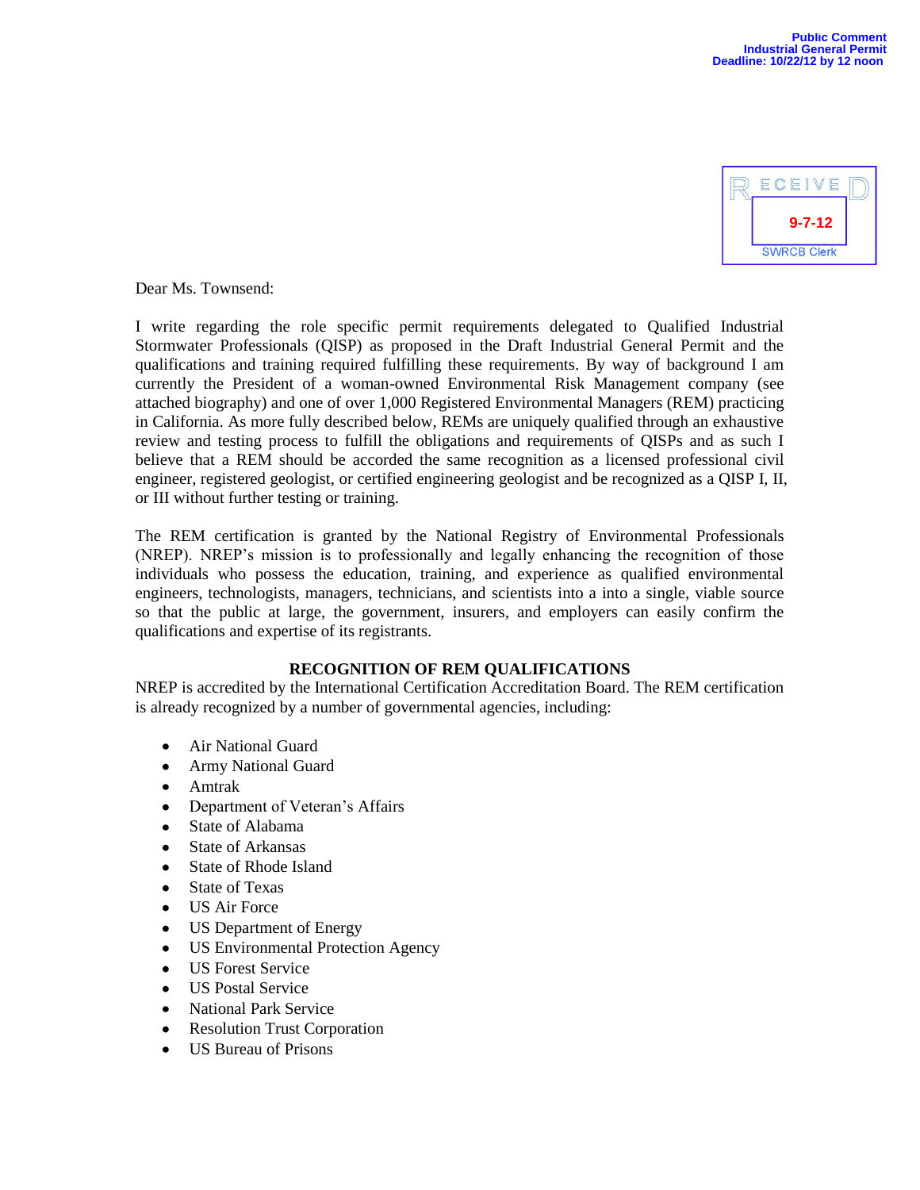**Public Comment**
**Industrial General Permit**
**Deadline: 10/22/12 by 12 noon**

RECEIVED
9-7-12
SWRCB Clerk

Dear Ms. Townsend:

I write regarding the role specific permit requirements delegated to Qualified Industrial Stormwater Professionals (QISP) as proposed in the Draft Industrial General Permit and the qualifications and training required fulfilling these requirements. By way of background I am currently the President of a woman-owned Environmental Risk Management company (see attached biography) and one of over 1,000 Registered Environmental Managers (REM) practicing in California. As more fully described below, REMs are uniquely qualified through an exhaustive review and testing process to fulfill the obligations and requirements of QISPs and as such I believe that a REM should be accorded the same recognition as a licensed professional civil engineer, registered geologist, or certified engineering geologist and be recognized as a QISP I, II, or III without further testing or training.

The REM certification is granted by the National Registry of Environmental Professionals (NREP). NREP's mission is to professionally and legally enhancing the recognition of those individuals who possess the education, training, and experience as qualified environmental engineers, technologists, managers, technicians, and scientists into a into a single, viable source so that the public at large, the government, insurers, and employers can easily confirm the qualifications and expertise of its registrants.

**RECOGNITION OF REM QUALIFICATIONS**

NREP is accredited by the International Certification Accreditation Board. The REM certification is already recognized by a number of governmental agencies, including:

- Air National Guard
- Army National Guard
- Amtrak
- Department of Veteran's Affairs
- State of Alabama
- State of Arkansas
- State of Rhode Island
- State of Texas
- US Air Force
- US Department of Energy
- US Environmental Protection Agency
- US Forest Service
- US Postal Service
- National Park Service
- Resolution Trust Corporation
- US Bureau of Prisons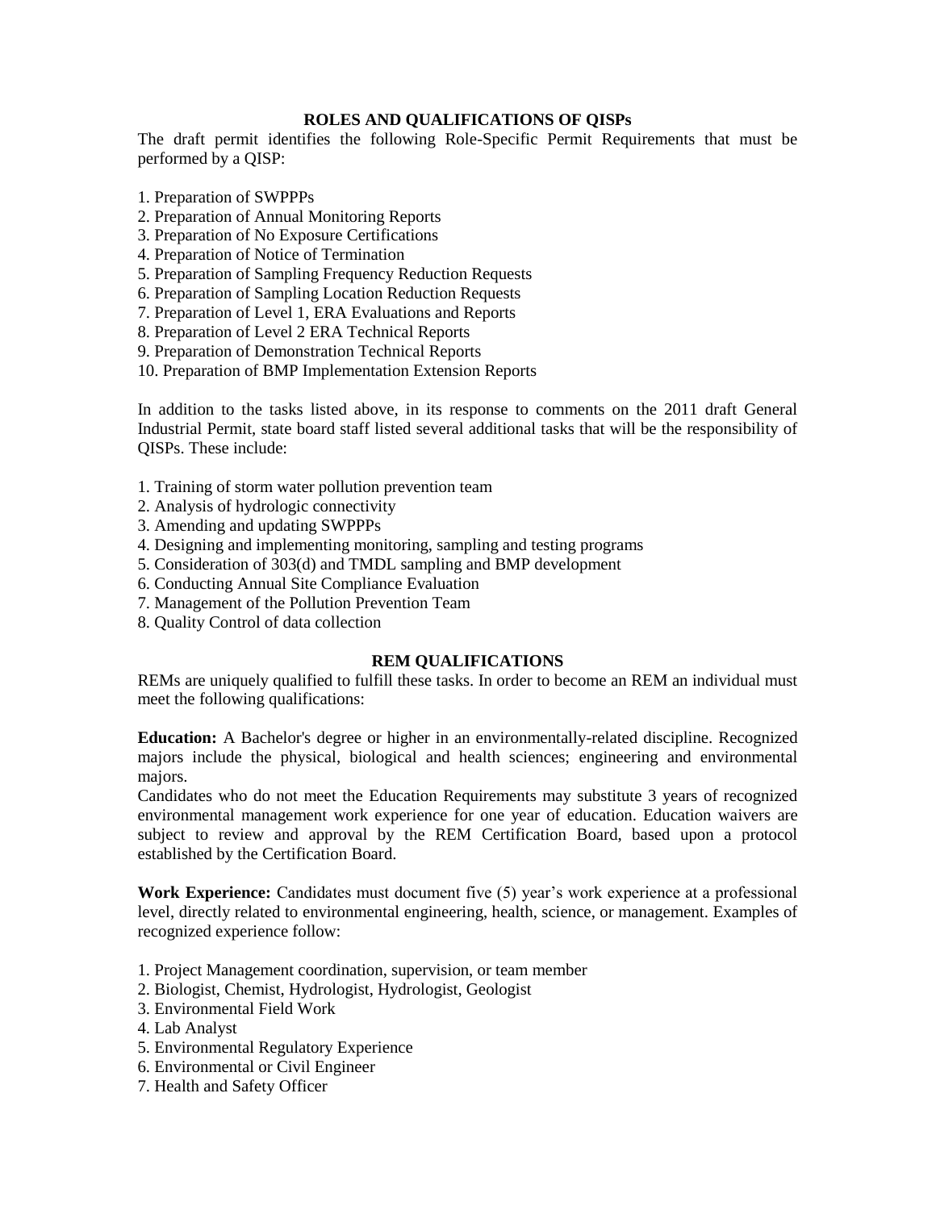## ROLES AND QUALIFICATIONS OF QISPs

The draft permit identifies the following Role-Specific Permit Requirements that must be performed by a QISP:

1. Preparation of SWPPPs
2. Preparation of Annual Monitoring Reports
3. Preparation of No Exposure Certifications
4. Preparation of Notice of Termination
5. Preparation of Sampling Frequency Reduction Requests
6. Preparation of Sampling Location Reduction Requests
7. Preparation of Level 1, ERA Evaluations and Reports
8. Preparation of Level 2 ERA Technical Reports
9. Preparation of Demonstration Technical Reports
10. Preparation of BMP Implementation Extension Reports

In addition to the tasks listed above, in its response to comments on the 2011 draft General Industrial Permit, state board staff listed several additional tasks that will be the responsibility of QISPs. These include:

1. Training of storm water pollution prevention team
2. Analysis of hydrologic connectivity
3. Amending and updating SWPPPs
4. Designing and implementing monitoring, sampling and testing programs
5. Consideration of 303(d) and TMDL sampling and BMP development
6. Conducting Annual Site Compliance Evaluation
7. Management of the Pollution Prevention Team
8. Quality Control of data collection

## REM QUALIFICATIONS

REMs are uniquely qualified to fulfill these tasks. In order to become an REM an individual must meet the following qualifications:

**Education:** A Bachelor's degree or higher in an environmentally-related discipline. Recognized majors include the physical, biological and health sciences; engineering and environmental majors.

Candidates who do not meet the Education Requirements may substitute 3 years of recognized environmental management work experience for one year of education. Education waivers are subject to review and approval by the REM Certification Board, based upon a protocol established by the Certification Board.

**Work Experience:** Candidates must document five (5) year's work experience at a professional level, directly related to environmental engineering, health, science, or management. Examples of recognized experience follow:

1. Project Management coordination, supervision, or team member
2. Biologist, Chemist, Hydrologist, Hydrologist, Geologist
3. Environmental Field Work
4. Lab Analyst
5. Environmental Regulatory Experience
6. Environmental or Civil Engineer
7. Health and Safety Officer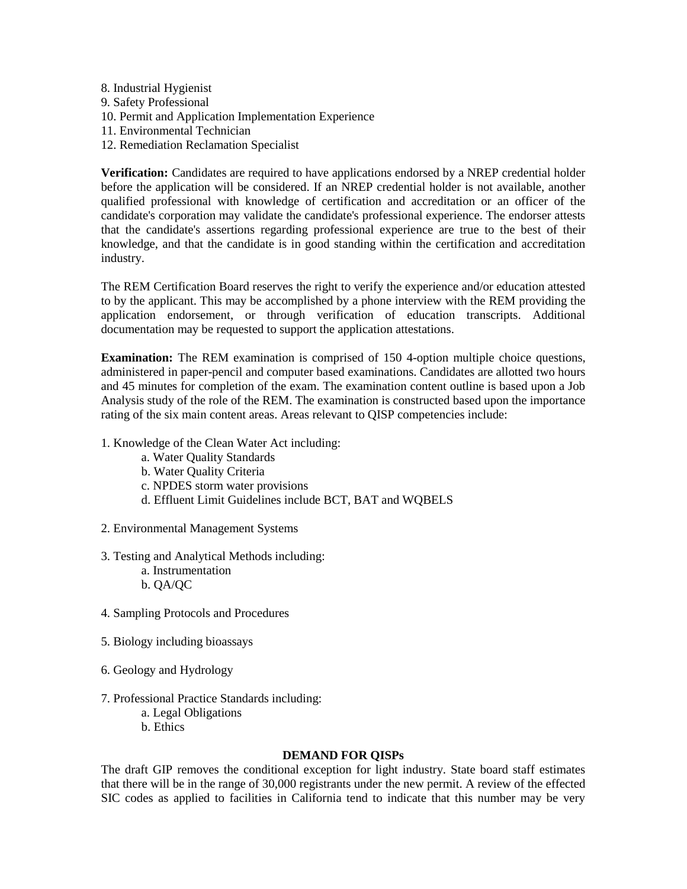8. Industrial Hygienist
9. Safety Professional
10. Permit and Application Implementation Experience
11. Environmental Technician
12. Remediation Reclamation Specialist

**Verification:** Candidates are required to have applications endorsed by a NREP credential holder before the application will be considered. If an NREP credential holder is not available, another qualified professional with knowledge of certification and accreditation or an officer of the candidate's corporation may validate the candidate's professional experience. The endorser attests that the candidate's assertions regarding professional experience are true to the best of their knowledge, and that the candidate is in good standing within the certification and accreditation industry.

The REM Certification Board reserves the right to verify the experience and/or education attested to by the applicant. This may be accomplished by a phone interview with the REM providing the application endorsement, or through verification of education transcripts. Additional documentation may be requested to support the application attestations.

**Examination:** The REM examination is comprised of 150 4-option multiple choice questions, administered in paper-pencil and computer based examinations. Candidates are allotted two hours and 45 minutes for completion of the exam. The examination content outline is based upon a Job Analysis study of the role of the REM. The examination is constructed based upon the importance rating of the six main content areas. Areas relevant to QISP competencies include:

1. Knowledge of the Clean Water Act including:
    a. Water Quality Standards
    b. Water Quality Criteria
    c. NPDES storm water provisions
    d. Effluent Limit Guidelines include BCT, BAT and WQBELS

2. Environmental Management Systems

3. Testing and Analytical Methods including:
    a. Instrumentation
    b. QA/QC

4. Sampling Protocols and Procedures

5. Biology including bioassays

6. Geology and Hydrology

7. Professional Practice Standards including:
    a. Legal Obligations
    b. Ethics

**DEMAND FOR QISPs**

The draft GIP removes the conditional exception for light industry. State board staff estimates that there will be in the range of 30,000 registrants under the new permit. A review of the effected SIC codes as applied to facilities in California tend to indicate that this number may be very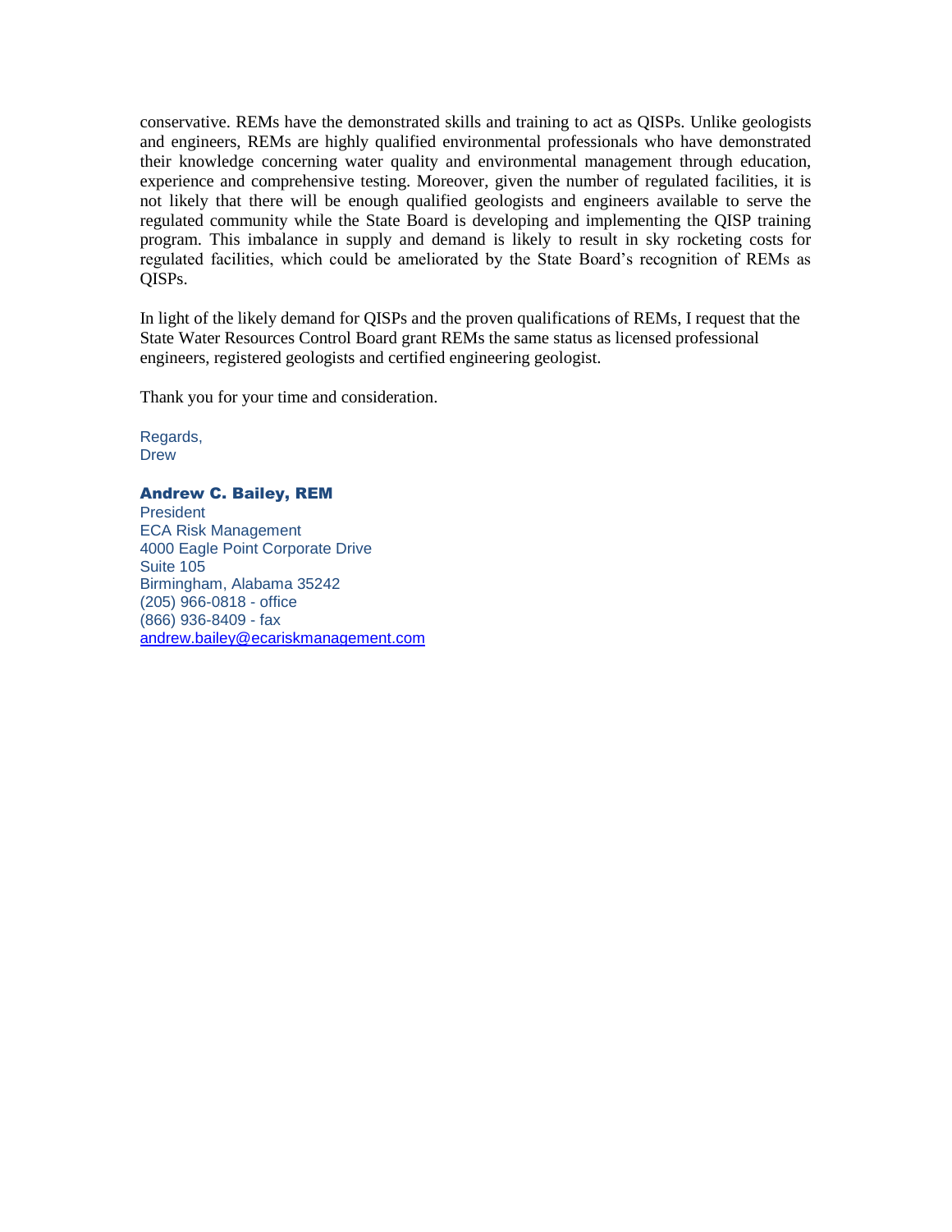conservative. REMs have the demonstrated skills and training to act as QISPs. Unlike geologists and engineers, REMs are highly qualified environmental professionals who have demonstrated their knowledge concerning water quality and environmental management through education, experience and comprehensive testing. Moreover, given the number of regulated facilities, it is not likely that there will be enough qualified geologists and engineers available to serve the regulated community while the State Board is developing and implementing the QISP training program. This imbalance in supply and demand is likely to result in sky rocketing costs for regulated facilities, which could be ameliorated by the State Board's recognition of REMs as QISPs.

In light of the likely demand for QISPs and the proven qualifications of REMs, I request that the State Water Resources Control Board grant REMs the same status as licensed professional engineers, registered geologists and certified engineering geologist.

Thank you for your time and consideration.

Regards,
Drew

**Andrew C. Bailey, REM**
President
ECA Risk Management
4000 Eagle Point Corporate Drive
Suite 105
Birmingham, Alabama 35242
(205) 966-0818 - office
(866) 936-8409 - fax
andrew.bailey@ecariskmanagement.com